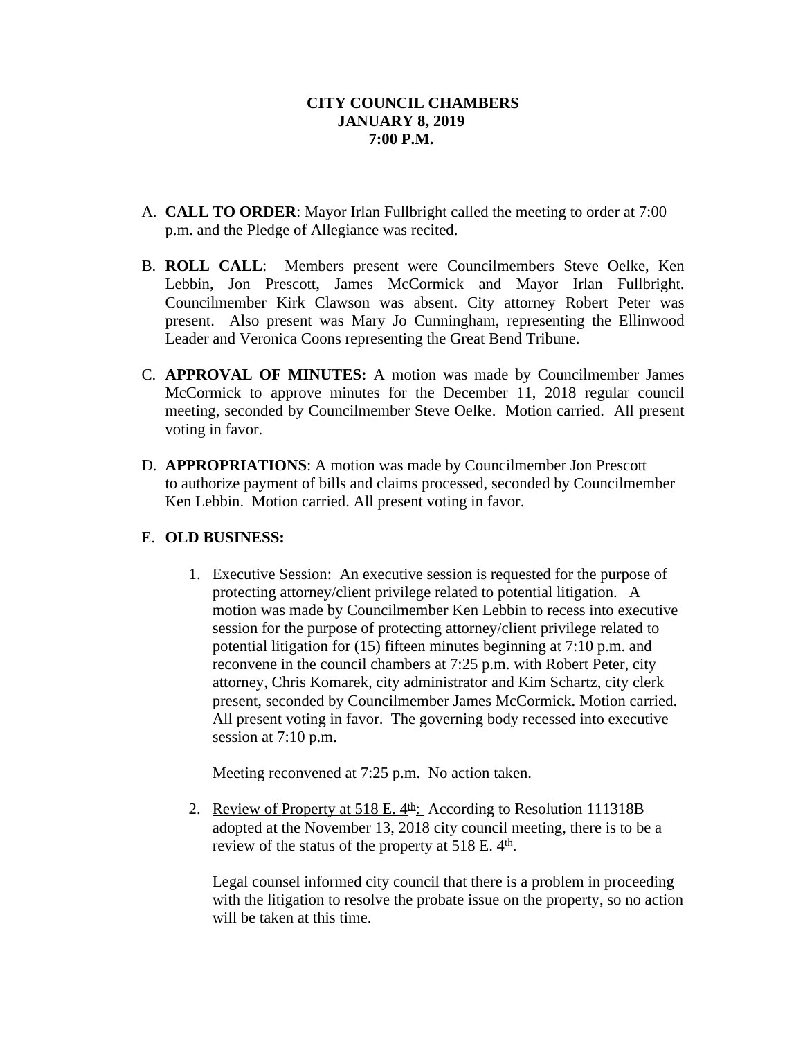**CITY COUNCIL CHAMBERS**
**JANUARY 8, 2019**
**7:00 P.M.**

A. **CALL TO ORDER**: Mayor Irlan Fullbright called the meeting to order at 7:00 p.m. and the Pledge of Allegiance was recited.

B. **ROLL CALL**: Members present were Councilmembers Steve Oelke, Ken Lebbin, Jon Prescott, James McCormick and Mayor Irlan Fullbright. Councilmember Kirk Clawson was absent. City attorney Robert Peter was present. Also present was Mary Jo Cunningham, representing the Ellinwood Leader and Veronica Coons representing the Great Bend Tribune.

C. **APPROVAL OF MINUTES:** A motion was made by Councilmember James McCormick to approve minutes for the December 11, 2018 regular council meeting, seconded by Councilmember Steve Oelke. Motion carried. All present voting in favor.

D. **APPROPRIATIONS**: A motion was made by Councilmember Jon Prescott to authorize payment of bills and claims processed, seconded by Councilmember Ken Lebbin. Motion carried. All present voting in favor.

E. **OLD BUSINESS:**

1. Executive Session: An executive session is requested for the purpose of protecting attorney/client privilege related to potential litigation. A motion was made by Councilmember Ken Lebbin to recess into executive session for the purpose of protecting attorney/client privilege related to potential litigation for (15) fifteen minutes beginning at 7:10 p.m. and reconvene in the council chambers at 7:25 p.m. with Robert Peter, city attorney, Chris Komarek, city administrator and Kim Schartz, city clerk present, seconded by Councilmember James McCormick. Motion carried. All present voting in favor. The governing body recessed into executive session at 7:10 p.m.

   Meeting reconvened at 7:25 p.m. No action taken.

2. Review of Property at 518 E. 4th: According to Resolution 111318B adopted at the November 13, 2018 city council meeting, there is to be a review of the status of the property at 518 E. 4th.

   Legal counsel informed city council that there is a problem in proceeding with the litigation to resolve the probate issue on the property, so no action will be taken at this time.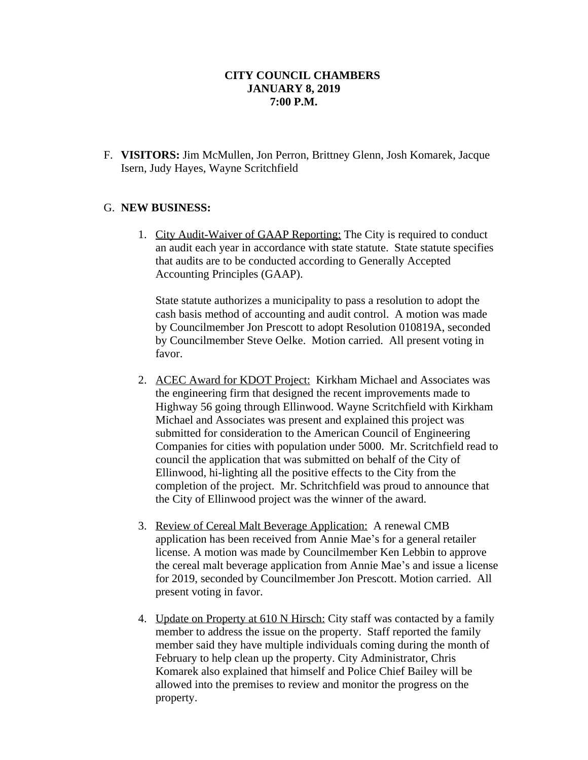**CITY COUNCIL CHAMBERS**
**JANUARY 8, 2019**
**7:00 P.M.**

F. **VISITORS:** Jim McMullen, Jon Perron, Brittney Glenn, Josh Komarek, Jacque Isern, Judy Hayes, Wayne Scritchfield

G. **NEW BUSINESS:**

1. City Audit-Waiver of GAAP Reporting: The City is required to conduct an audit each year in accordance with state statute. State statute specifies that audits are to be conducted according to Generally Accepted Accounting Principles (GAAP).

   State statute authorizes a municipality to pass a resolution to adopt the cash basis method of accounting and audit control. A motion was made by Councilmember Jon Prescott to adopt Resolution 010819A, seconded by Councilmember Steve Oelke. Motion carried. All present voting in favor.

2. ACEC Award for KDOT Project: Kirkham Michael and Associates was the engineering firm that designed the recent improvements made to Highway 56 going through Ellinwood. Wayne Scritchfield with Kirkham Michael and Associates was present and explained this project was submitted for consideration to the American Council of Engineering Companies for cities with population under 5000. Mr. Scritchfield read to council the application that was submitted on behalf of the City of Ellinwood, hi-lighting all the positive effects to the City from the completion of the project. Mr. Schritchfield was proud to announce that the City of Ellinwood project was the winner of the award.

3. Review of Cereal Malt Beverage Application: A renewal CMB application has been received from Annie Mae's for a general retailer license. A motion was made by Councilmember Ken Lebbin to approve the cereal malt beverage application from Annie Mae's and issue a license for 2019, seconded by Councilmember Jon Prescott. Motion carried. All present voting in favor.

4. Update on Property at 610 N Hirsch: City staff was contacted by a family member to address the issue on the property. Staff reported the family member said they have multiple individuals coming during the month of February to help clean up the property. City Administrator, Chris Komarek also explained that himself and Police Chief Bailey will be allowed into the premises to review and monitor the progress on the property.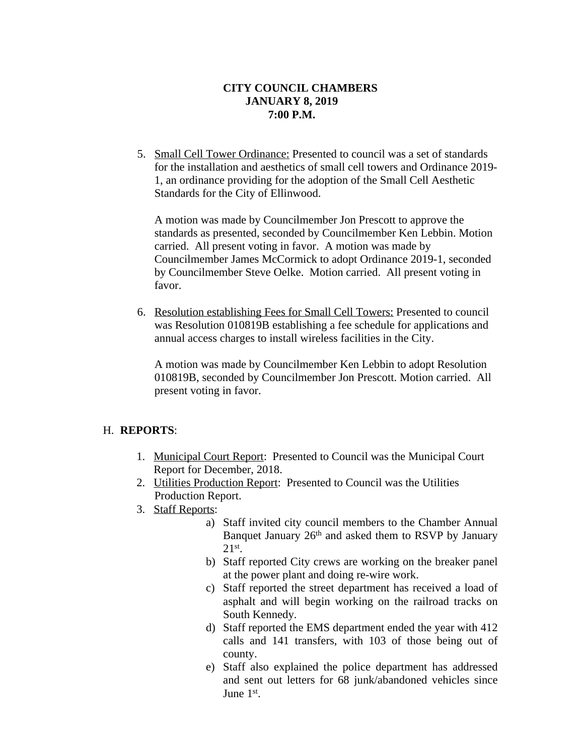**CITY COUNCIL CHAMBERS**
**JANUARY 8, 2019**
**7:00 P.M.**

5. Small Cell Tower Ordinance: Presented to council was a set of standards for the installation and aesthetics of small cell towers and Ordinance 2019-1, an ordinance providing for the adoption of the Small Cell Aesthetic Standards for the City of Ellinwood.

   A motion was made by Councilmember Jon Prescott to approve the standards as presented, seconded by Councilmember Ken Lebbin. Motion carried. All present voting in favor. A motion was made by Councilmember James McCormick to adopt Ordinance 2019-1, seconded by Councilmember Steve Oelke. Motion carried. All present voting in favor.

6. Resolution establishing Fees for Small Cell Towers: Presented to council was Resolution 010819B establishing a fee schedule for applications and annual access charges to install wireless facilities in the City.

   A motion was made by Councilmember Ken Lebbin to adopt Resolution 010819B, seconded by Councilmember Jon Prescott. Motion carried. All present voting in favor.

H. **REPORTS**:

1. Municipal Court Report: Presented to Council was the Municipal Court Report for December, 2018.
2. Utilities Production Report: Presented to Council was the Utilities Production Report.
3. Staff Reports:
   a) Staff invited city council members to the Chamber Annual Banquet January 26th and asked them to RSVP by January 21st.
   b) Staff reported City crews are working on the breaker panel at the power plant and doing re-wire work.
   c) Staff reported the street department has received a load of asphalt and will begin working on the railroad tracks on South Kennedy.
   d) Staff reported the EMS department ended the year with 412 calls and 141 transfers, with 103 of those being out of county.
   e) Staff also explained the police department has addressed and sent out letters for 68 junk/abandoned vehicles since June 1st.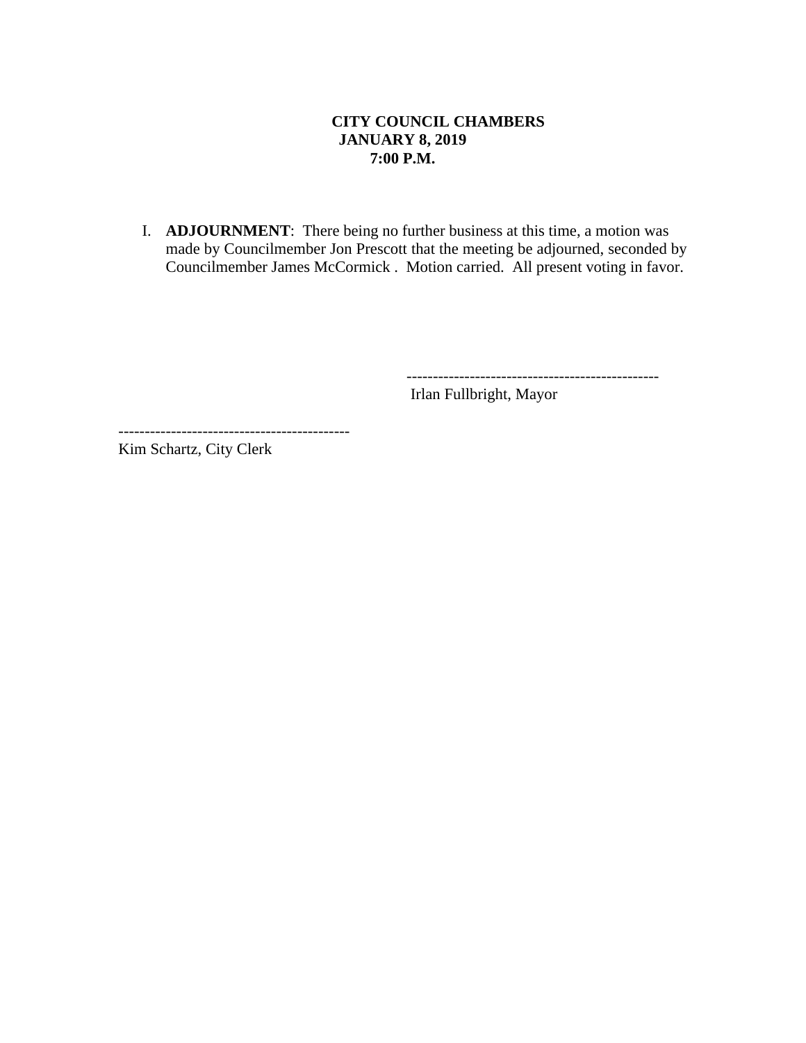**CITY COUNCIL CHAMBERS**
**JANUARY 8, 2019**
**7:00 P.M.**

I. **ADJOURNMENT**: There being no further business at this time, a motion was made by Councilmember Jon Prescott that the meeting be adjourned, seconded by Councilmember James McCormick . Motion carried. All present voting in favor.

------------------------------------------------
Irlan Fullbright, Mayor

--------------------------------------------
Kim Schartz, City Clerk